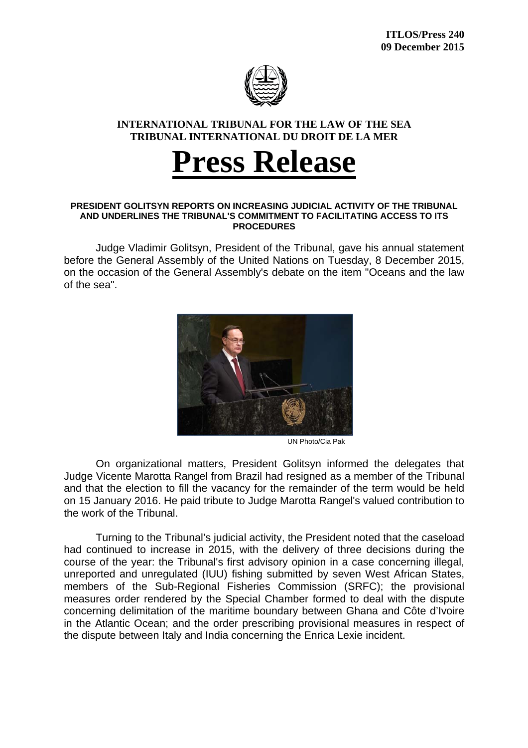**ITLOS/Press 240**
**09 December 2015**

**INTERNATIONAL TRIBUNAL FOR THE LAW OF THE SEA**
**TRIBUNAL INTERNATIONAL DU DROIT DE LA MER**

# Press Release

**PRESIDENT GOLITSYN REPORTS ON INCREASING JUDICIAL ACTIVITY OF THE TRIBUNAL AND UNDERLINES THE TRIBUNAL'S COMMITMENT TO FACILITATING ACCESS TO ITS PROCEDURES**

Judge Vladimir Golitsyn, President of the Tribunal, gave his annual statement before the General Assembly of the United Nations on Tuesday, 8 December 2015, on the occasion of the General Assembly's debate on the item "Oceans and the law of the sea".

UN Photo/Cia Pak

On organizational matters, President Golitsyn informed the delegates that Judge Vicente Marotta Rangel from Brazil had resigned as a member of the Tribunal and that the election to fill the vacancy for the remainder of the term would be held on 15 January 2016. He paid tribute to Judge Marotta Rangel's valued contribution to the work of the Tribunal.

Turning to the Tribunal's judicial activity, the President noted that the caseload had continued to increase in 2015, with the delivery of three decisions during the course of the year: the Tribunal's first advisory opinion in a case concerning illegal, unreported and unregulated (IUU) fishing submitted by seven West African States, members of the Sub-Regional Fisheries Commission (SRFC); the provisional measures order rendered by the Special Chamber formed to deal with the dispute concerning delimitation of the maritime boundary between Ghana and Côte d'Ivoire in the Atlantic Ocean; and the order prescribing provisional measures in respect of the dispute between Italy and India concerning the Enrica Lexie incident.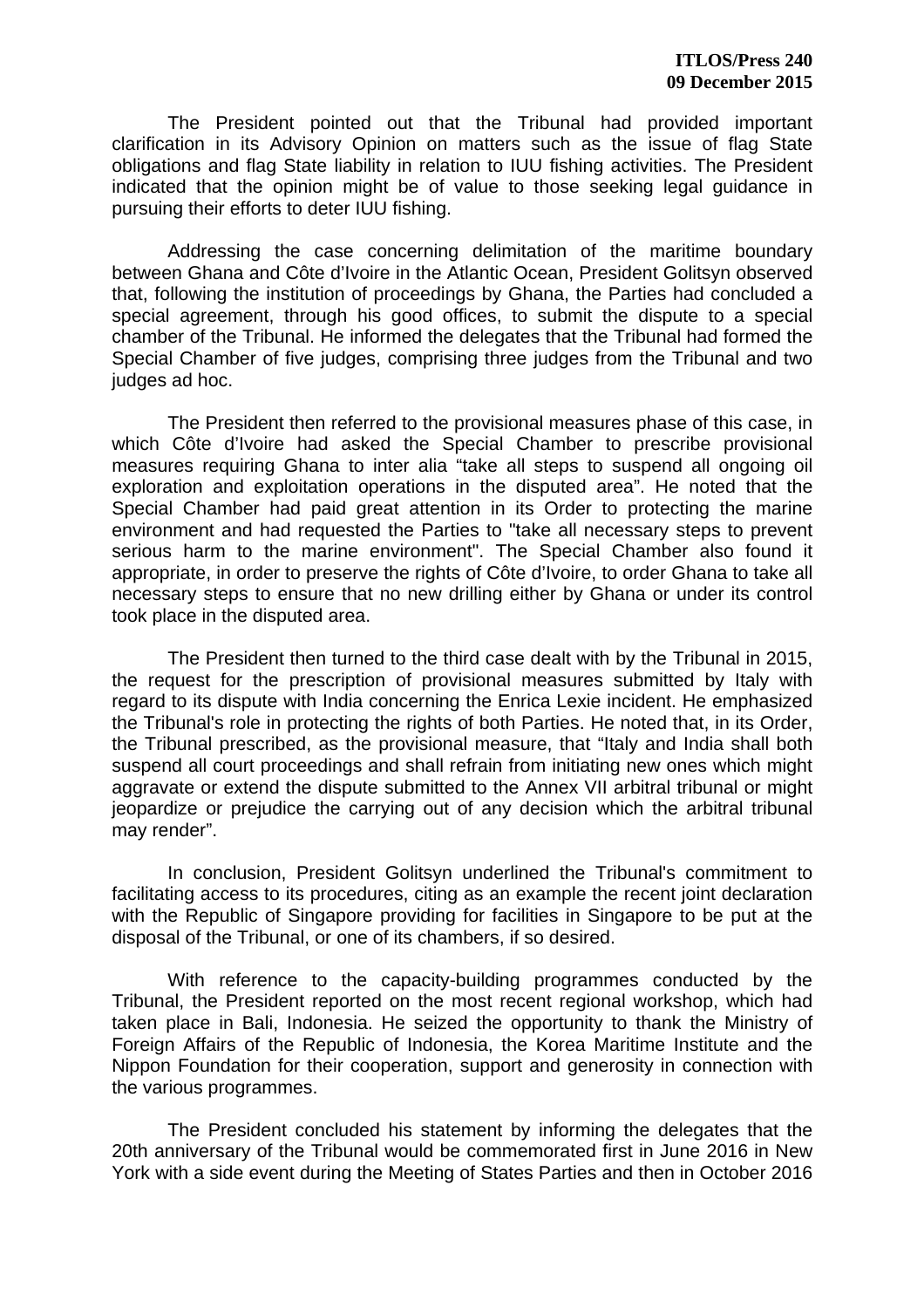The President pointed out that the Tribunal had provided important clarification in its Advisory Opinion on matters such as the issue of flag State obligations and flag State liability in relation to IUU fishing activities. The President indicated that the opinion might be of value to those seeking legal guidance in pursuing their efforts to deter IUU fishing.

Addressing the case concerning delimitation of the maritime boundary between Ghana and Côte d'Ivoire in the Atlantic Ocean, President Golitsyn observed that, following the institution of proceedings by Ghana, the Parties had concluded a special agreement, through his good offices, to submit the dispute to a special chamber of the Tribunal. He informed the delegates that the Tribunal had formed the Special Chamber of five judges, comprising three judges from the Tribunal and two judges ad hoc.

The President then referred to the provisional measures phase of this case, in which Côte d'Ivoire had asked the Special Chamber to prescribe provisional measures requiring Ghana to inter alia "take all steps to suspend all ongoing oil exploration and exploitation operations in the disputed area". He noted that the Special Chamber had paid great attention in its Order to protecting the marine environment and had requested the Parties to "take all necessary steps to prevent serious harm to the marine environment". The Special Chamber also found it appropriate, in order to preserve the rights of Côte d'Ivoire, to order Ghana to take all necessary steps to ensure that no new drilling either by Ghana or under its control took place in the disputed area.

The President then turned to the third case dealt with by the Tribunal in 2015, the request for the prescription of provisional measures submitted by Italy with regard to its dispute with India concerning the Enrica Lexie incident. He emphasized the Tribunal's role in protecting the rights of both Parties. He noted that, in its Order, the Tribunal prescribed, as the provisional measure, that "Italy and India shall both suspend all court proceedings and shall refrain from initiating new ones which might aggravate or extend the dispute submitted to the Annex VII arbitral tribunal or might jeopardize or prejudice the carrying out of any decision which the arbitral tribunal may render".

In conclusion, President Golitsyn underlined the Tribunal's commitment to facilitating access to its procedures, citing as an example the recent joint declaration with the Republic of Singapore providing for facilities in Singapore to be put at the disposal of the Tribunal, or one of its chambers, if so desired.

With reference to the capacity-building programmes conducted by the Tribunal, the President reported on the most recent regional workshop, which had taken place in Bali, Indonesia. He seized the opportunity to thank the Ministry of Foreign Affairs of the Republic of Indonesia, the Korea Maritime Institute and the Nippon Foundation for their cooperation, support and generosity in connection with the various programmes.

The President concluded his statement by informing the delegates that the 20th anniversary of the Tribunal would be commemorated first in June 2016 in New York with a side event during the Meeting of States Parties and then in October 2016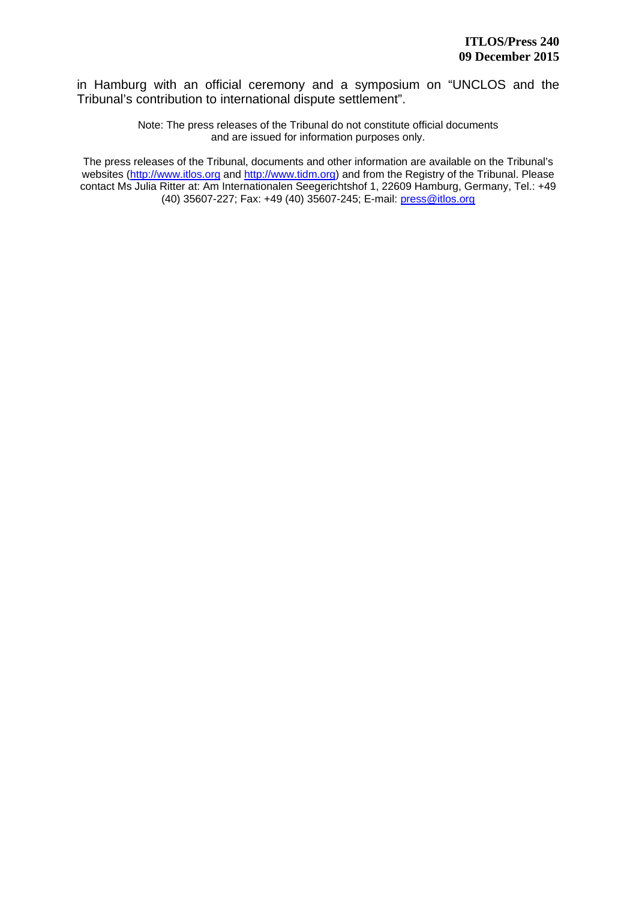in Hamburg with an official ceremony and a symposium on "UNCLOS and the Tribunal's contribution to international dispute settlement".

Note: The press releases of the Tribunal do not constitute official documents and are issued for information purposes only.

The press releases of the Tribunal, documents and other information are available on the Tribunal's websites (http://www.itlos.org and http://www.tidm.org) and from the Registry of the Tribunal. Please contact Ms Julia Ritter at: Am Internationalen Seegerichtshof 1, 22609 Hamburg, Germany, Tel.: +49 (40) 35607-227; Fax: +49 (40) 35607-245; E-mail: press@itlos.org